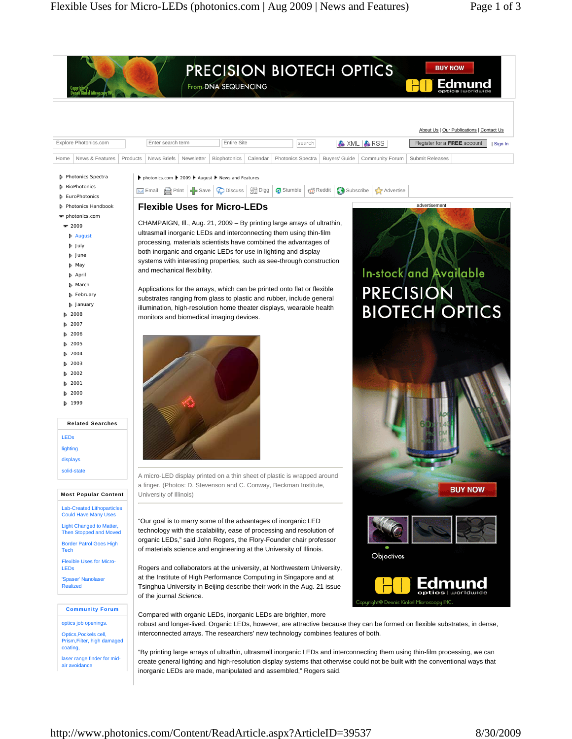# Flexible Uses for Micro-LEDs

CHAMPAIGN, Ill., Aug. 21, 2009 – By printing large arrays of ultrathin, ultrasmall inorganic LEDs and interconnecting them using thin-film processing, materials scientists have combined the advantages of both inorganic and organic LEDs for use in lighting and display systems with interesting properties, such as see-through construction and mechanical flexibility.

Applications for the arrays, which can be printed onto flat or flexible substrates ranging from glass to plastic and rubber, include general illumination, high-resolution home theater displays, wearable health monitors and biomedical imaging devices.

A micro-LED display printed on a thin sheet of plastic is wrapped around a finger. (Photos: D. Stevenson and C. Conway, Beckman Institute, University of Illinois)

"Our goal is to marry some of the advantages of inorganic LED technology with the scalability, ease of processing and resolution of organic LEDs," said John Rogers, the Flory-Founder chair professor of materials science and engineering at the University of Illinois.

Rogers and collaborators at the university, at Northwestern University, at the Institute of High Performance Computing in Singapore and at Tsinghua University in Beijing describe their work in the Aug. 21 issue of the journal *Science*.

Compared with organic LEDs, inorganic LEDs are brighter, more robust and longer-lived. Organic LEDs, however, are attractive because they can be formed on flexible substrates, in dense, interconnected arrays. The researchers' new technology combines features of both.

"By printing large arrays of ultrathin, ultrasmall inorganic LEDs and interconnecting them using thin-film processing, we can create general lighting and high-resolution display systems that otherwise could not be built with the conventional ways that inorganic LEDs are made, manipulated and assembled," Rogers said.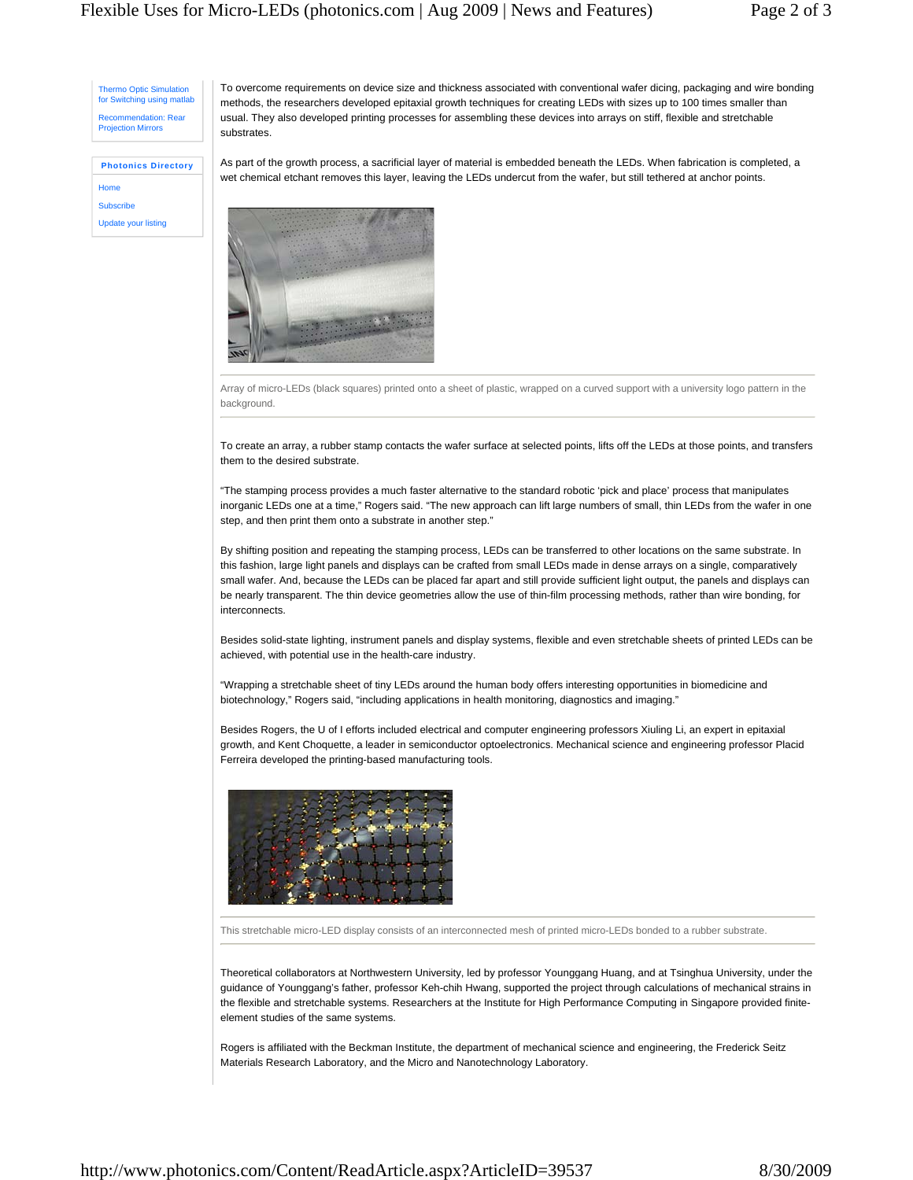Thermo Optic Simulation for Switching using matlab

Recommendation: Rear Projection Mirrors

**Photonics Directory**

- Home
- Subscribe
- Update your listing

To overcome requirements on device size and thickness associated with conventional wafer dicing, packaging and wire bonding methods, the researchers developed epitaxial growth techniques for creating LEDs with sizes up to 100 times smaller than usual. They also developed printing processes for assembling these devices into arrays on stiff, flexible and stretchable substrates.

As part of the growth process, a sacrificial layer of material is embedded beneath the LEDs. When fabrication is completed, a wet chemical etchant removes this layer, leaving the LEDs undercut from the wafer, but still tethered at anchor points.

Array of micro-LEDs (black squares) printed onto a sheet of plastic, wrapped on a curved support with a university logo pattern in the background.

To create an array, a rubber stamp contacts the wafer surface at selected points, lifts off the LEDs at those points, and transfers them to the desired substrate.

“The stamping process provides a much faster alternative to the standard robotic ‘pick and place’ process that manipulates inorganic LEDs one at a time,” Rogers said. “The new approach can lift large numbers of small, thin LEDs from the wafer in one step, and then print them onto a substrate in another step.”

By shifting position and repeating the stamping process, LEDs can be transferred to other locations on the same substrate. In this fashion, large light panels and displays can be crafted from small LEDs made in dense arrays on a single, comparatively small wafer. And, because the LEDs can be placed far apart and still provide sufficient light output, the panels and displays can be nearly transparent. The thin device geometries allow the use of thin-film processing methods, rather than wire bonding, for interconnects.

Besides solid-state lighting, instrument panels and display systems, flexible and even stretchable sheets of printed LEDs can be achieved, with potential use in the health-care industry.

“Wrapping a stretchable sheet of tiny LEDs around the human body offers interesting opportunities in biomedicine and biotechnology,” Rogers said, “including applications in health monitoring, diagnostics and imaging.”

Besides Rogers, the U of I efforts included electrical and computer engineering professors Xiuling Li, an expert in epitaxial growth, and Kent Choquette, a leader in semiconductor optoelectronics. Mechanical science and engineering professor Placid Ferreira developed the printing-based manufacturing tools.

This stretchable micro-LED display consists of an interconnected mesh of printed micro-LEDs bonded to a rubber substrate.

Theoretical collaborators at Northwestern University, led by professor Younggang Huang, and at Tsinghua University, under the guidance of Younggang's father, professor Keh-chih Hwang, supported the project through calculations of mechanical strains in the flexible and stretchable systems. Researchers at the Institute for High Performance Computing in Singapore provided finite-element studies of the same systems.

Rogers is affiliated with the Beckman Institute, the department of mechanical science and engineering, the Frederick Seitz Materials Research Laboratory, and the Micro and Nanotechnology Laboratory.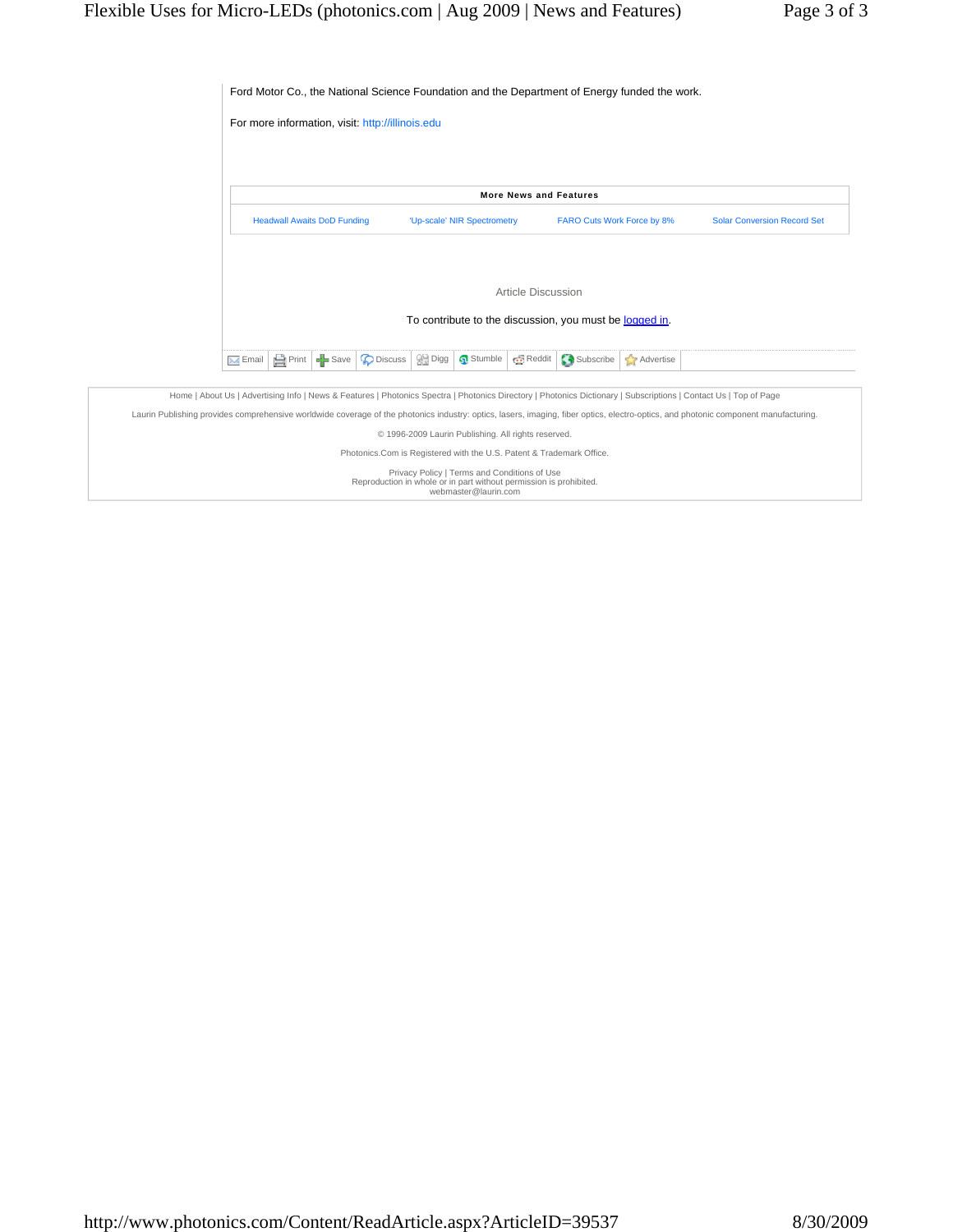Ford Motor Co., the National Science Foundation and the Department of Energy funded the work.

For more information, visit: http://illinois.edu

**More News and Features**

| | | | |
|---|---|---|---|
| Headwall Awaits DoD Funding | 'Up-scale' NIR Spectrometry | FARO Cuts Work Force by 8% | Solar Conversion Record Set |

Article Discussion

To contribute to the discussion, you must be logged in.

Email | Print | Save | Discuss | Digg | Stumble | Reddit | Subscribe | Advertise

Home | About Us | Advertising Info | News & Features | Photonics Spectra | Photonics Directory | Photonics Dictionary | Subscriptions | Contact Us | Top of Page

Laurin Publishing provides comprehensive worldwide coverage of the photonics industry: optics, lasers, imaging, fiber optics, electro-optics, and photonic component manufacturing.

© 1996-2009 Laurin Publishing. All rights reserved.

Photonics.Com is Registered with the U.S. Patent & Trademark Office.

Privacy Policy | Terms and Conditions of Use
Reproduction in whole or in part without permission is prohibited.
webmaster@laurin.com